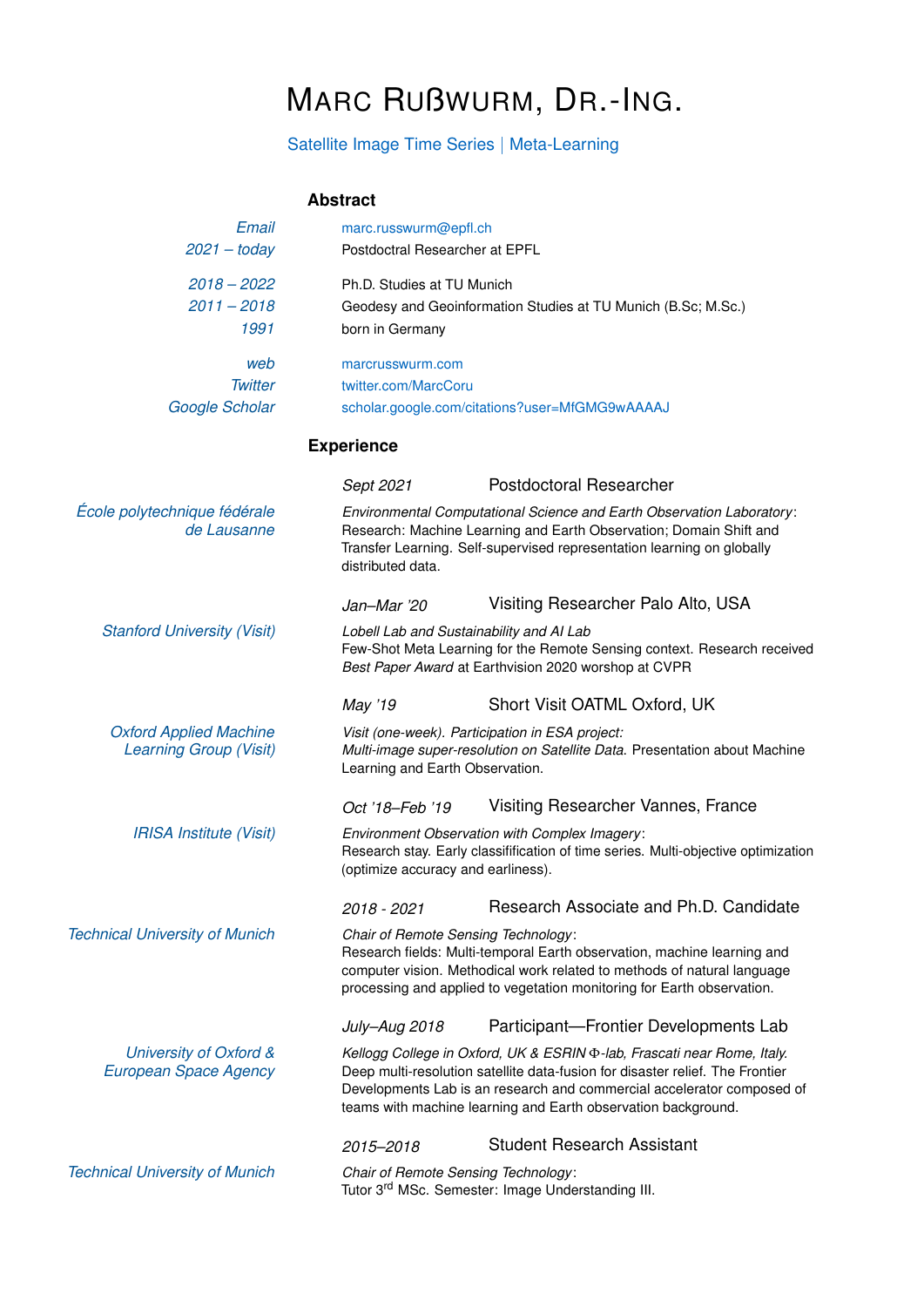# Marc Rußwurm, Dr.-Ing.

Satellite Image Time Series | Meta-Learning

## Abstract

*Email* marc.russwurm@epfl.ch
*2021 – today* Postdoctral Researcher at EPFL

*2018 – 2022* Ph.D. Studies at TU Munich
*2011 – 2018* Geodesy and Geoinformation Studies at TU Munich (B.Sc; M.Sc.)
*1991* born in Germany

*web* marcrusswurm.com
*Twitter* twitter.com/MarcCoru
*Google Scholar* scholar.google.com/citations?user=MfGMG9wAAAAJ

## Experience

*École polytechnique fédérale de Lausanne*

*Sept 2021* Postdoctoral Researcher

*Environmental Computational Science and Earth Observation Laboratory*: Research: Machine Learning and Earth Observation; Domain Shift and Transfer Learning. Self-supervised representation learning on globally distributed data.

*Stanford University (Visit)*

*Jan–Mar '20* Visiting Researcher Palo Alto, USA

*Lobell Lab and Sustainability and AI Lab*
Few-Shot Meta Learning for the Remote Sensing context. Research received *Best Paper Award* at Earthvision 2020 worshop at CVPR

*Oxford Applied Machine Learning Group (Visit)*

*May '19* Short Visit OATML Oxford, UK

*Visit (one-week). Participation in ESA project:*
*Multi-image super-resolution on Satellite Data.* Presentation about Machine Learning and Earth Observation.

*IRISA Institute (Visit)*

*Oct '18–Feb '19* Visiting Researcher Vannes, France

*Environment Observation with Complex Imagery*:
Research stay. Early classification of time series. Multi-objective optimization (optimize accuracy and earliness).

*Technical University of Munich*

*2018 - 2021* Research Associate and Ph.D. Candidate

*Chair of Remote Sensing Technology*:
Research fields: Multi-temporal Earth observation, machine learning and computer vision. Methodical work related to methods of natural language processing and applied to vegetation monitoring for Earth observation.

*University of Oxford & European Space Agency*

*July–Aug 2018* Participant—Frontier Developments Lab

*Kellogg College in Oxford, UK & ESRIN Φ-lab, Frascati near Rome, Italy.*
Deep multi-resolution satellite data-fusion for disaster relief. The Frontier Developments Lab is an research and commercial accelerator composed of teams with machine learning and Earth observation background.

*Technical University of Munich*

*2015–2018* Student Research Assistant

*Chair of Remote Sensing Technology*:
Tutor 3rd MSc. Semester: Image Understanding III.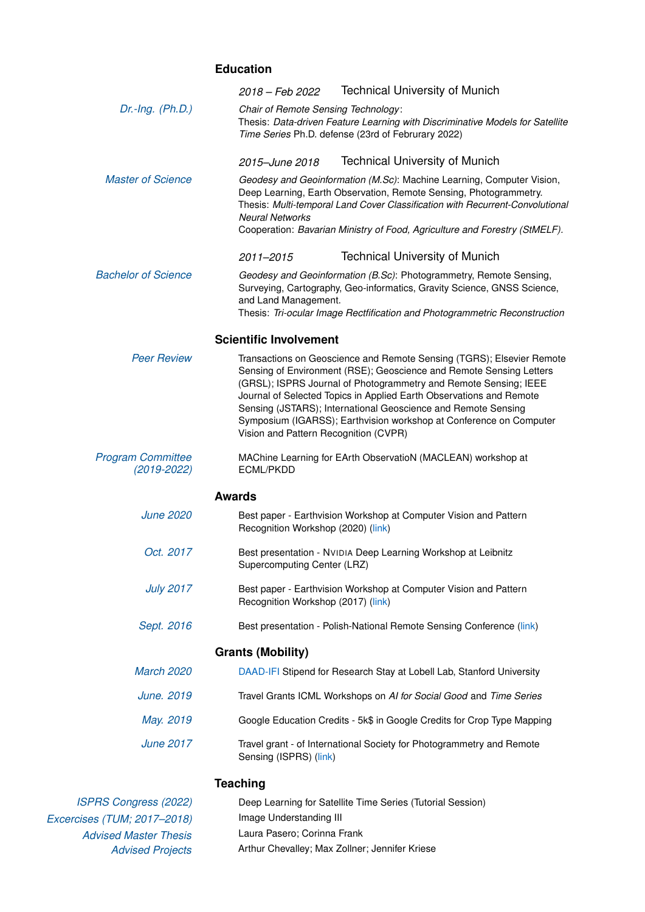## Education

**Dr.-Ing. (Ph.D.)**
*2018 – Feb 2022* Technical University of Munich
*Chair of Remote Sensing Technology*:
Thesis: *Data-driven Feature Learning with Discriminative Models for Satellite Time Series* Ph.D. defense (23rd of Februrary 2022)

**Master of Science**
*2015–June 2018* Technical University of Munich
*Geodesy and Geoinformation (M.Sc)*: Machine Learning, Computer Vision, Deep Learning, Earth Observation, Remote Sensing, Photogrammetry.
Thesis: *Multi-temporal Land Cover Classification with Recurrent-Convolutional Neural Networks*
Cooperation: *Bavarian Ministry of Food, Agriculture and Forestry (StMELF).*

**Bachelor of Science**
*2011–2015* Technical University of Munich
*Geodesy and Geoinformation (B.Sc)*: Photogrammetry, Remote Sensing, Surveying, Cartography, Geo-informatics, Gravity Science, GNSS Science, and Land Management.
Thesis: *Tri-ocular Image Rectfification and Photogrammetric Reconstruction*

## Scientific Involvement

*Peer Review*
Transactions on Geoscience and Remote Sensing (TGRS); Elsevier Remote Sensing of Environment (RSE); Geoscience and Remote Sensing Letters (GRSL); ISPRS Journal of Photogrammetry and Remote Sensing; IEEE Journal of Selected Topics in Applied Earth Observations and Remote Sensing (JSTARS); International Geoscience and Remote Sensing Symposium (IGARSS); Earthvision workshop at Conference on Computer Vision and Pattern Recognition (CVPR)

*Program Committee (2019-2022)*
MAChine Learning for EArth ObservatioN (MACLEAN) workshop at ECML/PKDD

## Awards

- *June 2020* — Best paper - Earthvision Workshop at Computer Vision and Pattern Recognition Workshop (2020) (link)
- *Oct. 2017* — Best presentation - NVIDIA Deep Learning Workshop at Leibnitz Supercomputing Center (LRZ)
- *July 2017* — Best paper - Earthvision Workshop at Computer Vision and Pattern Recognition Workshop (2017) (link)
- *Sept. 2016* — Best presentation - Polish-National Remote Sensing Conference (link)

## Grants (Mobility)

- *March 2020* — DAAD-IFI Stipend for Research Stay at Lobell Lab, Stanford University
- *June. 2019* — Travel Grants ICML Workshops on *AI for Social Good* and *Time Series*
- *May. 2019* — Google Education Credits - 5k$ in Google Credits for Crop Type Mapping
- *June 2017* — Travel grant - of International Society for Photogrammetry and Remote Sensing (ISPRS) (link)

## Teaching

- *ISPRS Congress (2022)* — Deep Learning for Satellite Time Series (Tutorial Session)
- *Excercises (TUM; 2017–2018)* — Image Understanding III
- *Advised Master Thesis* — Laura Pasero; Corinna Frank
- *Advised Projects* — Arthur Chevalley; Max Zollner; Jennifer Kriese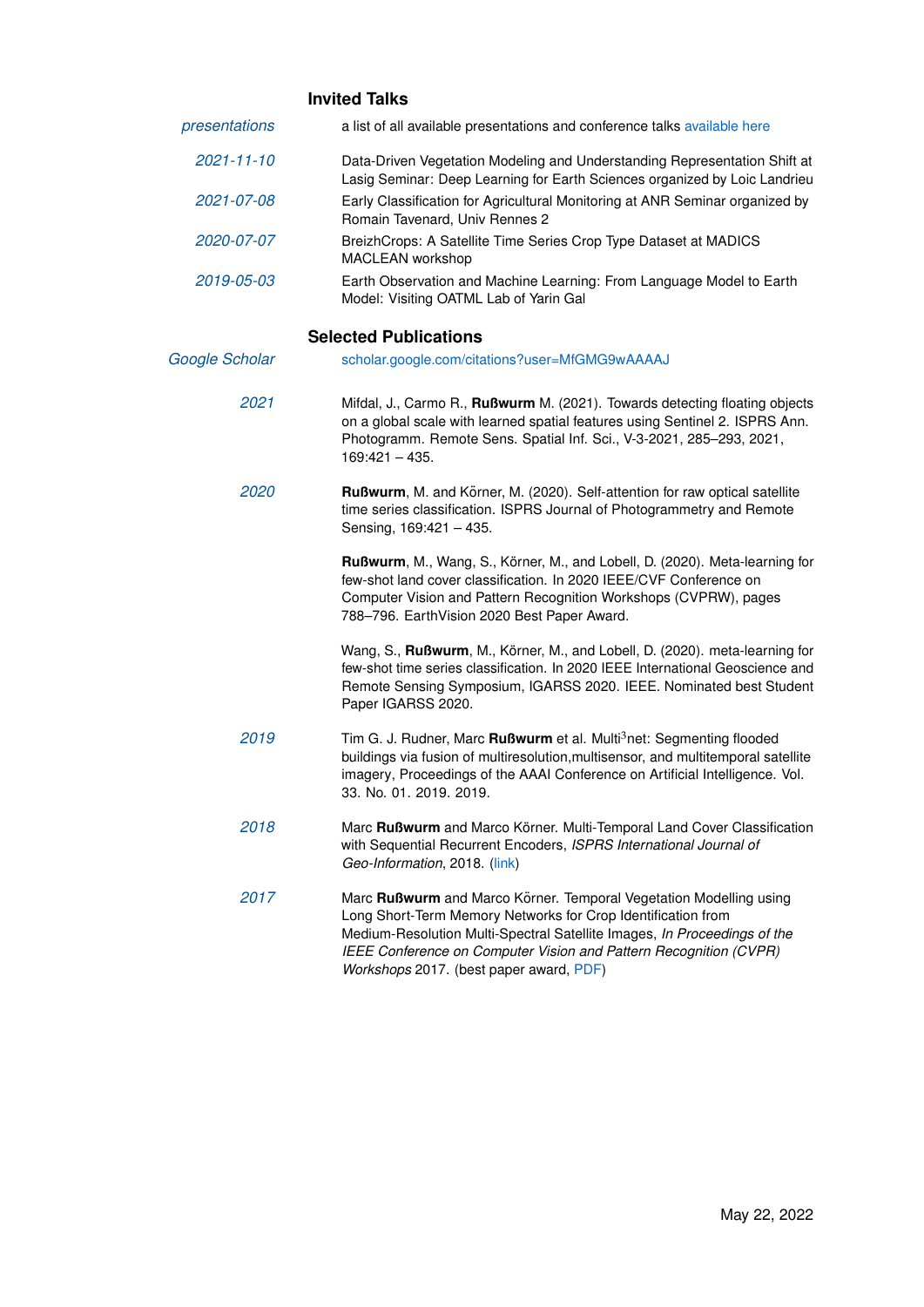## Invited Talks

*presentations* a list of all available presentations and conference talks available here

*2021-11-10* Data-Driven Vegetation Modeling and Understanding Representation Shift at Lasig Seminar: Deep Learning for Earth Sciences organized by Loic Landrieu

*2021-07-08* Early Classification for Agricultural Monitoring at ANR Seminar organized by Romain Tavenard, Univ Rennes 2

*2020-07-07* BreizhCrops: A Satellite Time Series Crop Type Dataset at MADICS MACLEAN workshop

*2019-05-03* Earth Observation and Machine Learning: From Language Model to Earth Model: Visiting OATML Lab of Yarin Gal

## Selected Publications

*Google Scholar* scholar.google.com/citations?user=MfGMG9wAAAAJ

*2021* Mifdal, J., Carmo R., **Rußwurm** M. (2021). Towards detecting floating objects on a global scale with learned spatial features using Sentinel 2. ISPRS Ann. Photogramm. Remote Sens. Spatial Inf. Sci., V-3-2021, 285–293, 2021, 169:421 – 435.

*2020* **Rußwurm**, M. and Körner, M. (2020). Self-attention for raw optical satellite time series classification. ISPRS Journal of Photogrammetry and Remote Sensing, 169:421 – 435.

**Rußwurm**, M., Wang, S., Körner, M., and Lobell, D. (2020). Meta-learning for few-shot land cover classification. In 2020 IEEE/CVF Conference on Computer Vision and Pattern Recognition Workshops (CVPRW), pages 788–796. EarthVision 2020 Best Paper Award.

Wang, S., **Rußwurm**, M., Körner, M., and Lobell, D. (2020). meta-learning for few-shot time series classification. In 2020 IEEE International Geoscience and Remote Sensing Symposium, IGARSS 2020. IEEE. Nominated best Student Paper IGARSS 2020.

*2019* Tim G. J. Rudner, Marc **Rußwurm** et al. Multi$^3$net: Segmenting flooded buildings via fusion of multiresolution,multisensor, and multitemporal satellite imagery, Proceedings of the AAAI Conference on Artificial Intelligence. Vol. 33. No. 01. 2019. 2019.

*2018* Marc **Rußwurm** and Marco Körner. Multi-Temporal Land Cover Classification with Sequential Recurrent Encoders, *ISPRS International Journal of Geo-Information*, 2018. (link)

*2017* Marc **Rußwurm** and Marco Körner. Temporal Vegetation Modelling using Long Short-Term Memory Networks for Crop Identification from Medium-Resolution Multi-Spectral Satellite Images, *In Proceedings of the IEEE Conference on Computer Vision and Pattern Recognition (CVPR) Workshops* 2017. (best paper award, PDF)

May 22, 2022